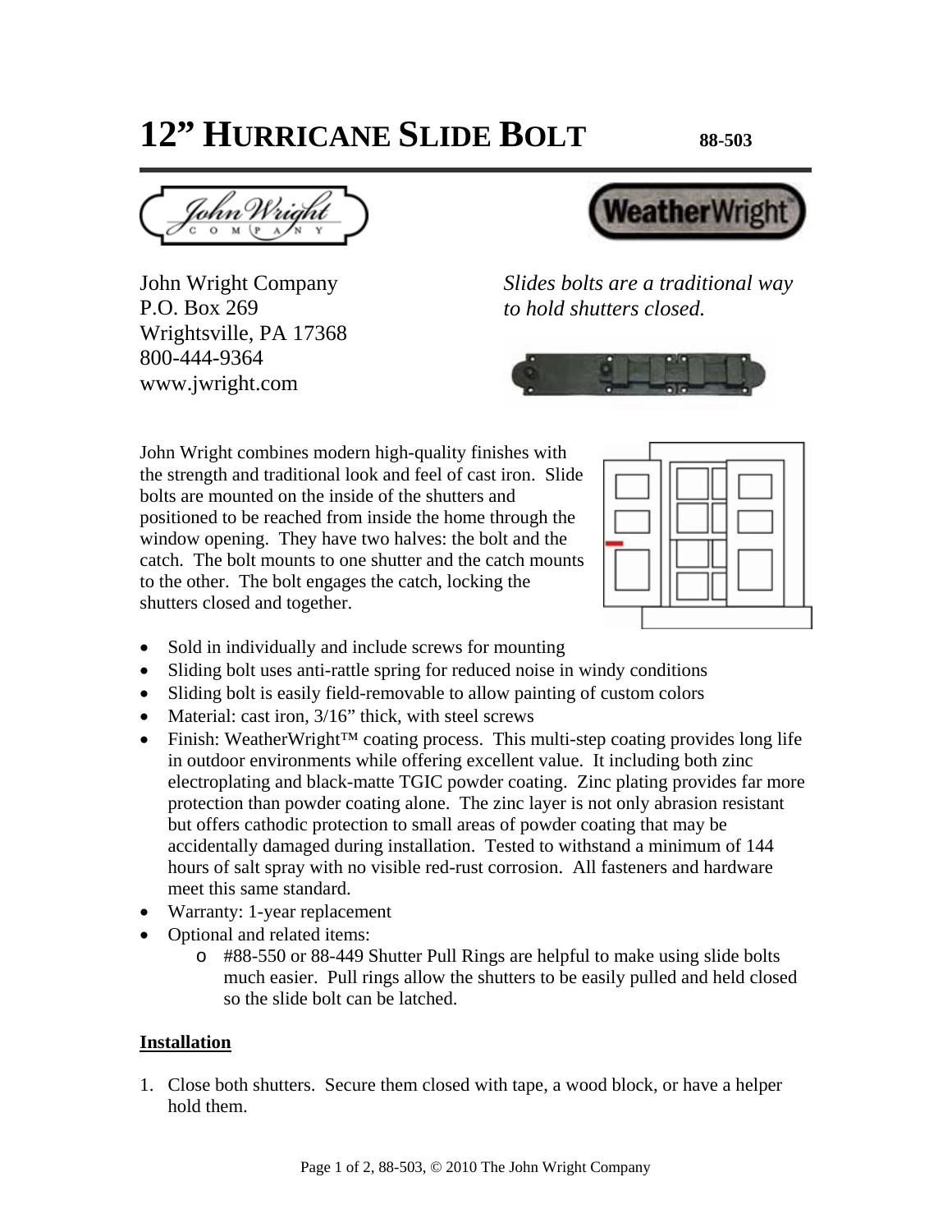# 12" HURRICANE SLIDE BOLT

88-503

John Wright Company
P.O. Box 269
Wrightsville, PA 17368
800-444-9364
www.jwright.com

*Slides bolts are a traditional way to hold shutters closed.*

John Wright combines modern high-quality finishes with the strength and traditional look and feel of cast iron. Slide bolts are mounted on the inside of the shutters and positioned to be reached from inside the home through the window opening. They have two halves: the bolt and the catch. The bolt mounts to one shutter and the catch mounts to the other. The bolt engages the catch, locking the shutters closed and together.

- Sold in individually and include screws for mounting
- Sliding bolt uses anti-rattle spring for reduced noise in windy conditions
- Sliding bolt is easily field-removable to allow painting of custom colors
- Material: cast iron, 3/16" thick, with steel screws
- Finish: WeatherWright™ coating process. This multi-step coating provides long life in outdoor environments while offering excellent value. It including both zinc electroplating and black-matte TGIC powder coating. Zinc plating provides far more protection than powder coating alone. The zinc layer is not only abrasion resistant but offers cathodic protection to small areas of powder coating that may be accidentally damaged during installation. Tested to withstand a minimum of 144 hours of salt spray with no visible red-rust corrosion. All fasteners and hardware meet this same standard.
- Warranty: 1-year replacement
- Optional and related items:
  - #88-550 or 88-449 Shutter Pull Rings are helpful to make using slide bolts much easier. Pull rings allow the shutters to be easily pulled and held closed so the slide bolt can be latched.

## Installation

1. Close both shutters. Secure them closed with tape, a wood block, or have a helper hold them.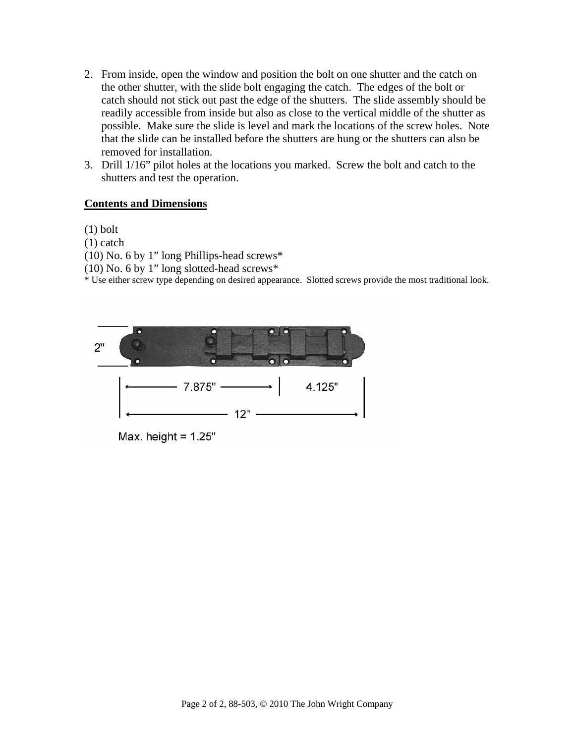2. From inside, open the window and position the bolt on one shutter and the catch on the other shutter, with the slide bolt engaging the catch. The edges of the bolt or catch should not stick out past the edge of the shutters. The slide assembly should be readily accessible from inside but also as close to the vertical middle of the shutter as possible. Make sure the slide is level and mark the locations of the screw holes. Note that the slide can be installed before the shutters are hung or the shutters can also be removed for installation.
3. Drill 1/16" pilot holes at the locations you marked. Screw the bolt and catch to the shutters and test the operation.

## Contents and Dimensions

(1) bolt
(1) catch
(10) No. 6 by 1" long Phillips-head screws*
(10) No. 6 by 1" long slotted-head screws*
* Use either screw type depending on desired appearance. Slotted screws provide the most traditional look.

2"

7.875"

4.125"

12"

Max. height = 1.25"